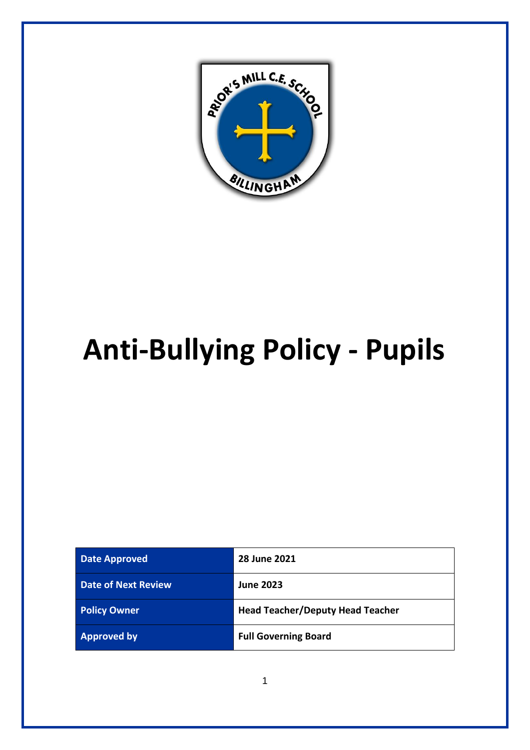# Anti-Bullying Policy - Pupils

| Date Approved | 28 June 2021 |
|---|---|
| Date of Next Review | June 2023 |
| Policy Owner | Head Teacher/Deputy Head Teacher |
| Approved by | Full Governing Board |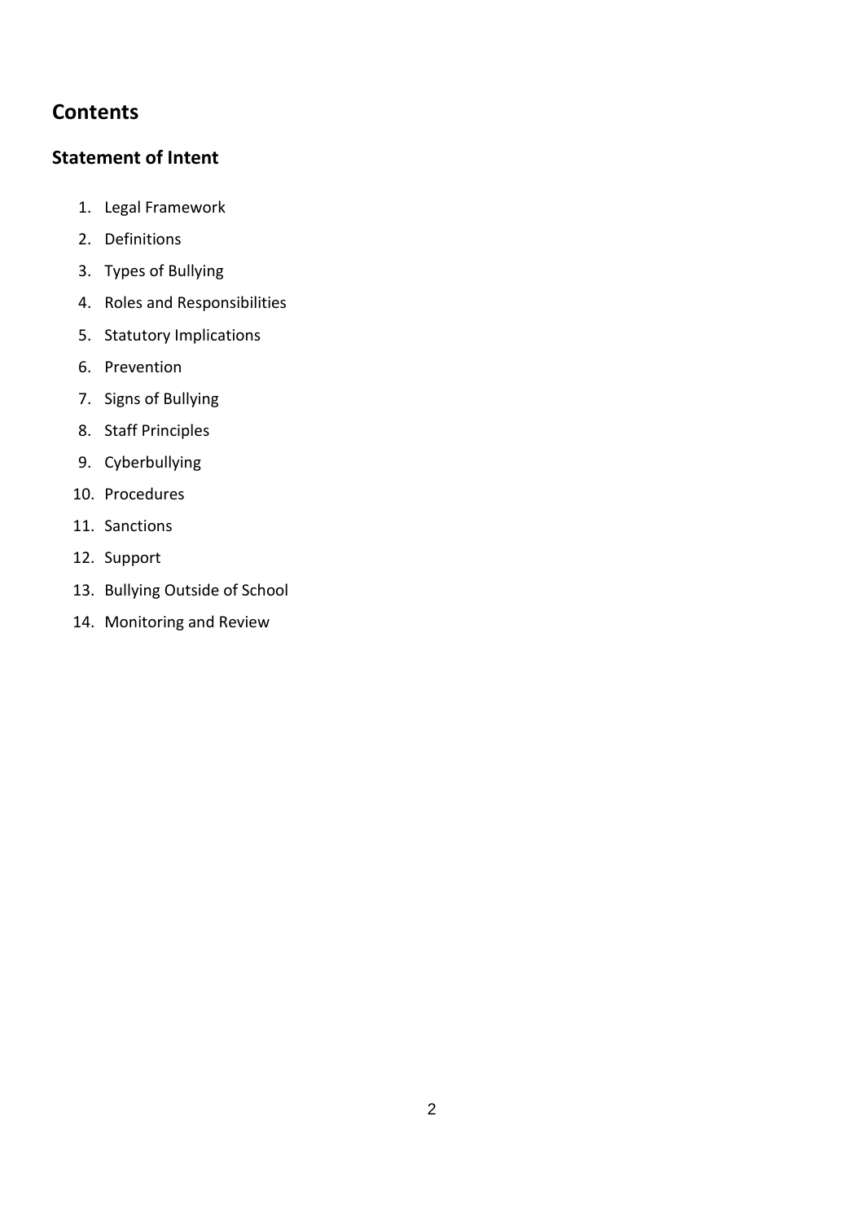## Contents

### Statement of Intent

1. Legal Framework
2. Definitions
3. Types of Bullying
4. Roles and Responsibilities
5. Statutory Implications
6. Prevention
7. Signs of Bullying
8. Staff Principles
9. Cyberbullying
10. Procedures
11. Sanctions
12. Support
13. Bullying Outside of School
14. Monitoring and Review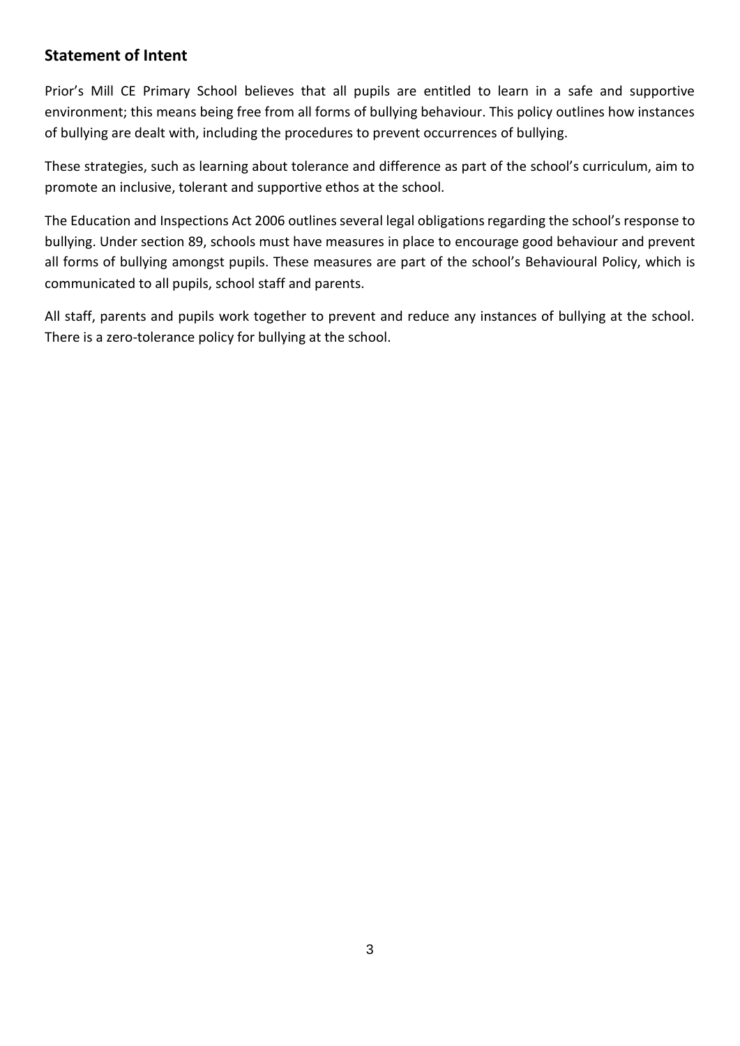## Statement of Intent

Prior's Mill CE Primary School believes that all pupils are entitled to learn in a safe and supportive environment; this means being free from all forms of bullying behaviour. This policy outlines how instances of bullying are dealt with, including the procedures to prevent occurrences of bullying.

These strategies, such as learning about tolerance and difference as part of the school's curriculum, aim to promote an inclusive, tolerant and supportive ethos at the school.

The Education and Inspections Act 2006 outlines several legal obligations regarding the school's response to bullying. Under section 89, schools must have measures in place to encourage good behaviour and prevent all forms of bullying amongst pupils. These measures are part of the school's Behavioural Policy, which is communicated to all pupils, school staff and parents.

All staff, parents and pupils work together to prevent and reduce any instances of bullying at the school. There is a zero-tolerance policy for bullying at the school.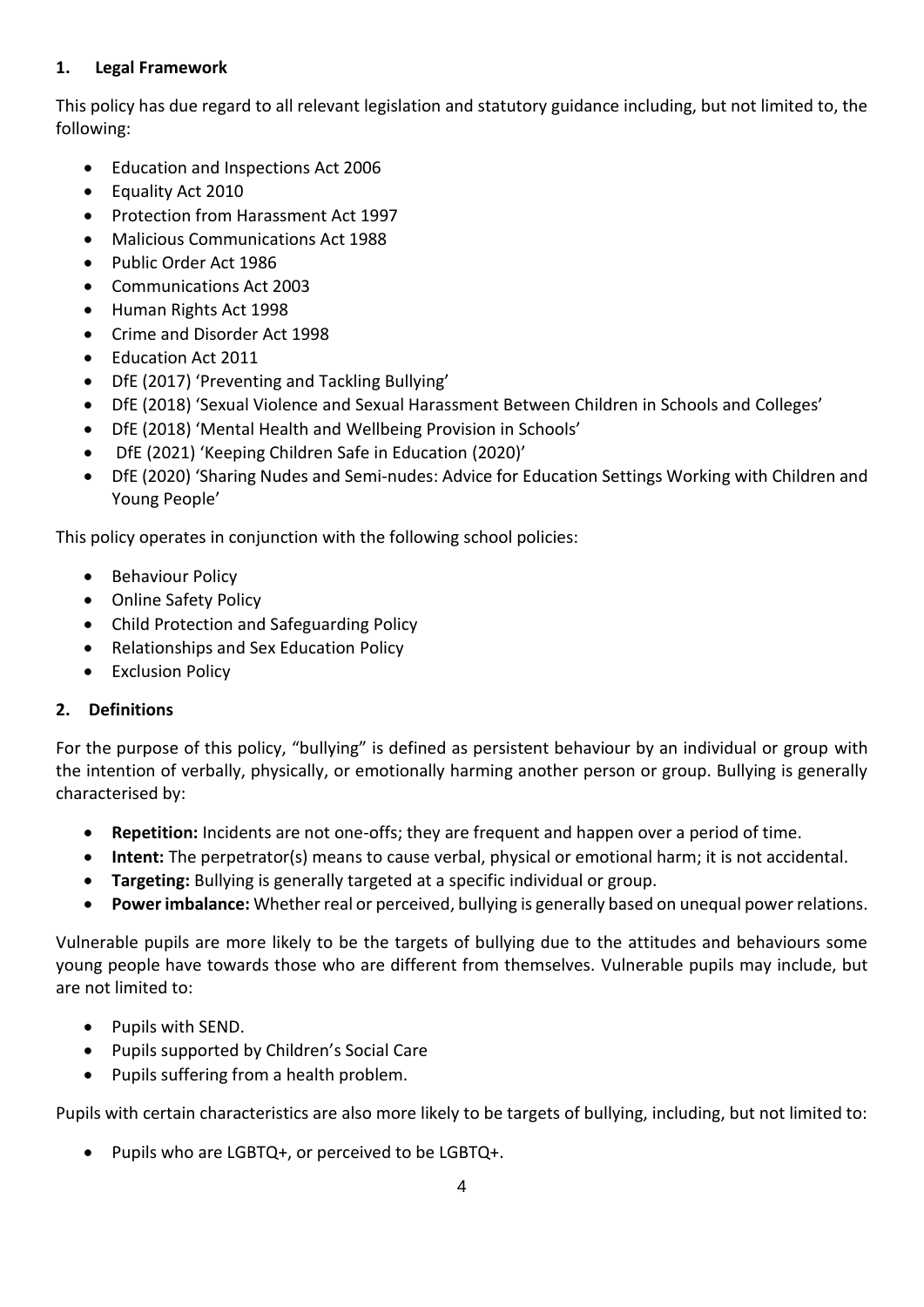## 1. Legal Framework

This policy has due regard to all relevant legislation and statutory guidance including, but not limited to, the following:

- Education and Inspections Act 2006
- Equality Act 2010
- Protection from Harassment Act 1997
- Malicious Communications Act 1988
- Public Order Act 1986
- Communications Act 2003
- Human Rights Act 1998
- Crime and Disorder Act 1998
- Education Act 2011
- DfE (2017) 'Preventing and Tackling Bullying'
- DfE (2018) 'Sexual Violence and Sexual Harassment Between Children in Schools and Colleges'
- DfE (2018) 'Mental Health and Wellbeing Provision in Schools'
- DfE (2021) 'Keeping Children Safe in Education (2020)'
- DfE (2020) 'Sharing Nudes and Semi-nudes: Advice for Education Settings Working with Children and Young People'

This policy operates in conjunction with the following school policies:

- Behaviour Policy
- Online Safety Policy
- Child Protection and Safeguarding Policy
- Relationships and Sex Education Policy
- Exclusion Policy

## 2. Definitions

For the purpose of this policy, "bullying" is defined as persistent behaviour by an individual or group with the intention of verbally, physically, or emotionally harming another person or group. Bullying is generally characterised by:

- **Repetition:** Incidents are not one-offs; they are frequent and happen over a period of time.
- **Intent:** The perpetrator(s) means to cause verbal, physical or emotional harm; it is not accidental.
- **Targeting:** Bullying is generally targeted at a specific individual or group.
- **Power imbalance:** Whether real or perceived, bullying is generally based on unequal power relations.

Vulnerable pupils are more likely to be the targets of bullying due to the attitudes and behaviours some young people have towards those who are different from themselves. Vulnerable pupils may include, but are not limited to:

- Pupils with SEND.
- Pupils supported by Children's Social Care
- Pupils suffering from a health problem.

Pupils with certain characteristics are also more likely to be targets of bullying, including, but not limited to:

- Pupils who are LGBTQ+, or perceived to be LGBTQ+.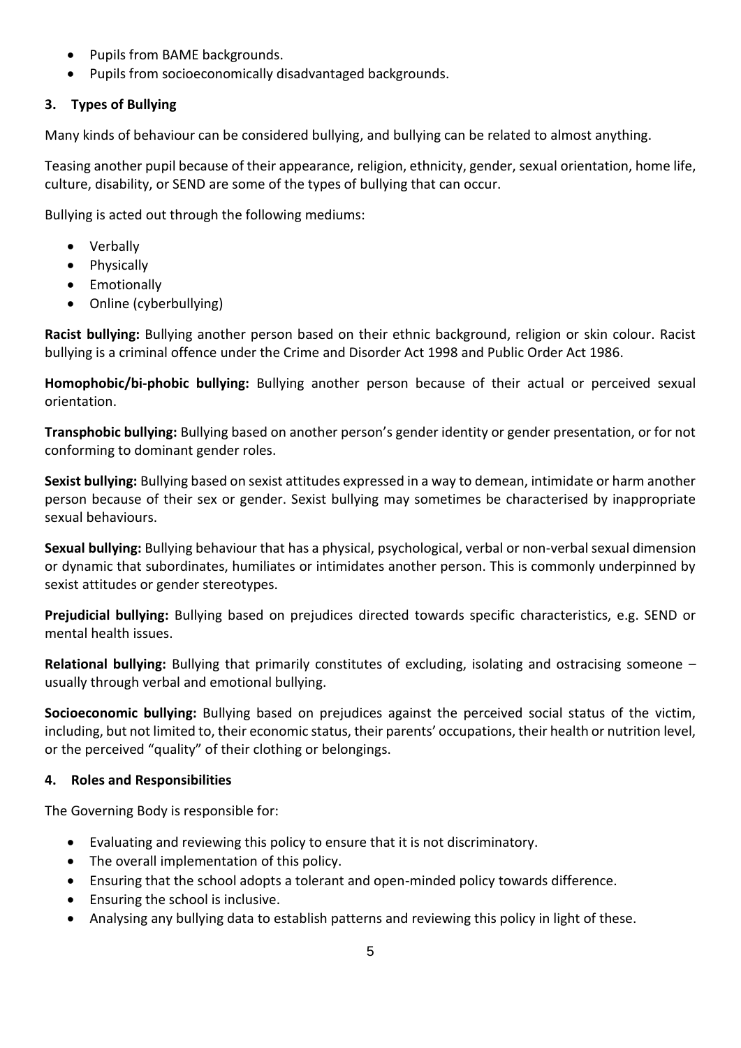- Pupils from BAME backgrounds.
- Pupils from socioeconomically disadvantaged backgrounds.

## 3. Types of Bullying

Many kinds of behaviour can be considered bullying, and bullying can be related to almost anything.

Teasing another pupil because of their appearance, religion, ethnicity, gender, sexual orientation, home life, culture, disability, or SEND are some of the types of bullying that can occur.

Bullying is acted out through the following mediums:

- Verbally
- Physically
- Emotionally
- Online (cyberbullying)

**Racist bullying:** Bullying another person based on their ethnic background, religion or skin colour. Racist bullying is a criminal offence under the Crime and Disorder Act 1998 and Public Order Act 1986.

**Homophobic/bi-phobic bullying:** Bullying another person because of their actual or perceived sexual orientation.

**Transphobic bullying:** Bullying based on another person's gender identity or gender presentation, or for not conforming to dominant gender roles.

**Sexist bullying:** Bullying based on sexist attitudes expressed in a way to demean, intimidate or harm another person because of their sex or gender. Sexist bullying may sometimes be characterised by inappropriate sexual behaviours.

**Sexual bullying:** Bullying behaviour that has a physical, psychological, verbal or non-verbal sexual dimension or dynamic that subordinates, humiliates or intimidates another person. This is commonly underpinned by sexist attitudes or gender stereotypes.

**Prejudicial bullying:** Bullying based on prejudices directed towards specific characteristics, e.g. SEND or mental health issues.

**Relational bullying:** Bullying that primarily constitutes of excluding, isolating and ostracising someone – usually through verbal and emotional bullying.

**Socioeconomic bullying:** Bullying based on prejudices against the perceived social status of the victim, including, but not limited to, their economic status, their parents' occupations, their health or nutrition level, or the perceived "quality" of their clothing or belongings.

## 4. Roles and Responsibilities

The Governing Body is responsible for:

- Evaluating and reviewing this policy to ensure that it is not discriminatory.
- The overall implementation of this policy.
- Ensuring that the school adopts a tolerant and open-minded policy towards difference.
- Ensuring the school is inclusive.
- Analysing any bullying data to establish patterns and reviewing this policy in light of these.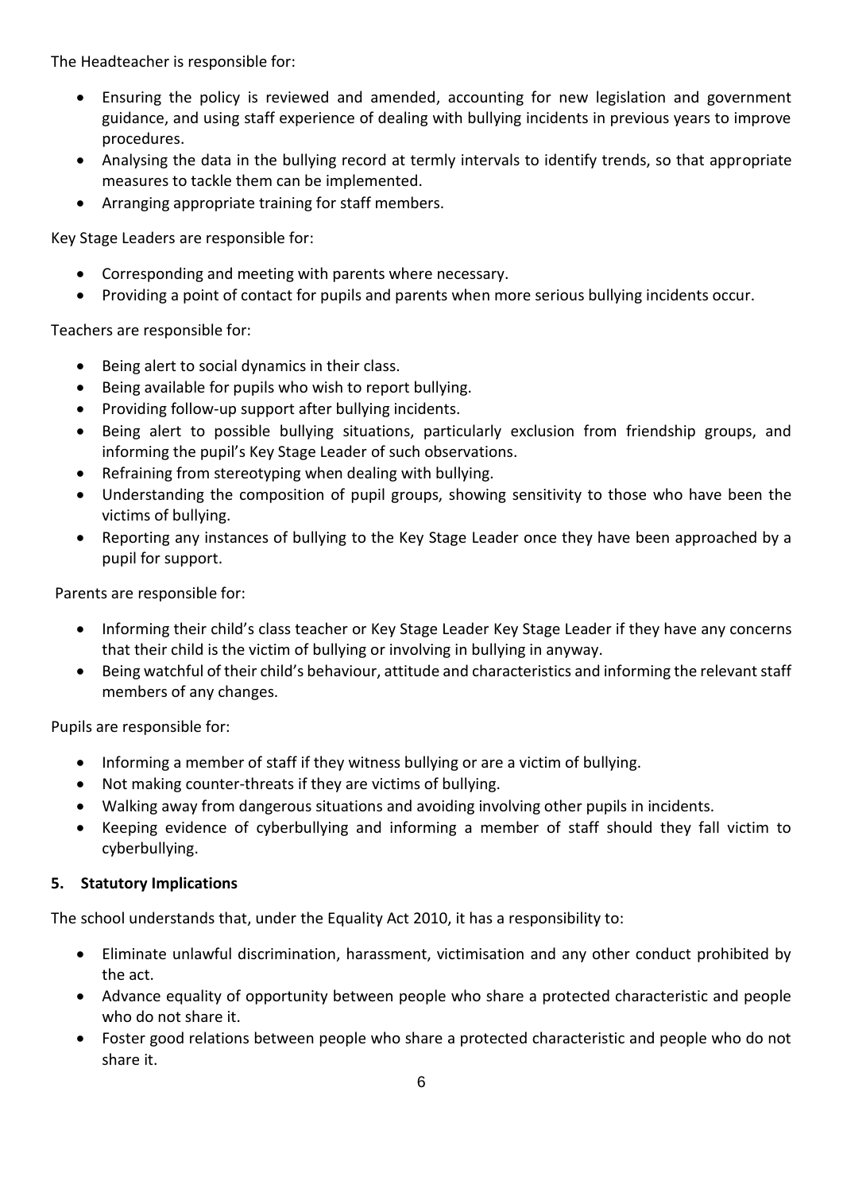The Headteacher is responsible for:

- Ensuring the policy is reviewed and amended, accounting for new legislation and government guidance, and using staff experience of dealing with bullying incidents in previous years to improve procedures.
- Analysing the data in the bullying record at termly intervals to identify trends, so that appropriate measures to tackle them can be implemented.
- Arranging appropriate training for staff members.

Key Stage Leaders are responsible for:

- Corresponding and meeting with parents where necessary.
- Providing a point of contact for pupils and parents when more serious bullying incidents occur.

Teachers are responsible for:

- Being alert to social dynamics in their class.
- Being available for pupils who wish to report bullying.
- Providing follow-up support after bullying incidents.
- Being alert to possible bullying situations, particularly exclusion from friendship groups, and informing the pupil's Key Stage Leader of such observations.
- Refraining from stereotyping when dealing with bullying.
- Understanding the composition of pupil groups, showing sensitivity to those who have been the victims of bullying.
- Reporting any instances of bullying to the Key Stage Leader once they have been approached by a pupil for support.

Parents are responsible for:

- Informing their child's class teacher or Key Stage Leader Key Stage Leader if they have any concerns that their child is the victim of bullying or involving in bullying in anyway.
- Being watchful of their child's behaviour, attitude and characteristics and informing the relevant staff members of any changes.

Pupils are responsible for:

- Informing a member of staff if they witness bullying or are a victim of bullying.
- Not making counter-threats if they are victims of bullying.
- Walking away from dangerous situations and avoiding involving other pupils in incidents.
- Keeping evidence of cyberbullying and informing a member of staff should they fall victim to cyberbullying.

## 5. Statutory Implications

The school understands that, under the Equality Act 2010, it has a responsibility to:

- Eliminate unlawful discrimination, harassment, victimisation and any other conduct prohibited by the act.
- Advance equality of opportunity between people who share a protected characteristic and people who do not share it.
- Foster good relations between people who share a protected characteristic and people who do not share it.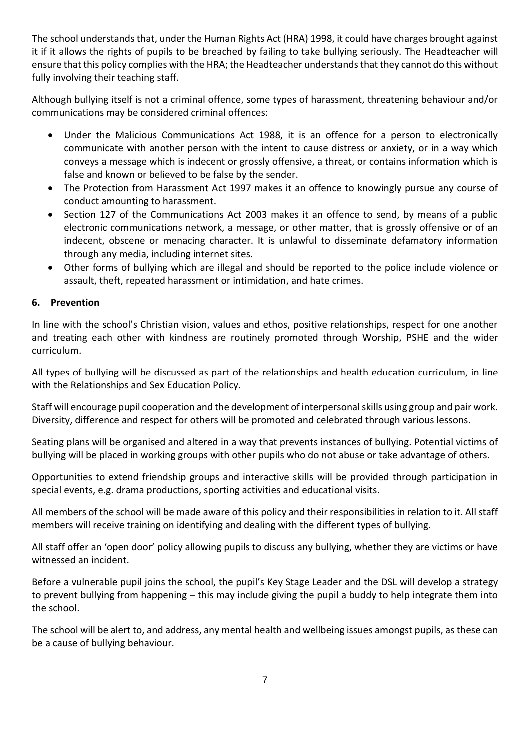The school understands that, under the Human Rights Act (HRA) 1998, it could have charges brought against it if it allows the rights of pupils to be breached by failing to take bullying seriously. The Headteacher will ensure that this policy complies with the HRA; the Headteacher understands that they cannot do this without fully involving their teaching staff.

Although bullying itself is not a criminal offence, some types of harassment, threatening behaviour and/or communications may be considered criminal offences:

- Under the Malicious Communications Act 1988, it is an offence for a person to electronically communicate with another person with the intent to cause distress or anxiety, or in a way which conveys a message which is indecent or grossly offensive, a threat, or contains information which is false and known or believed to be false by the sender.
- The Protection from Harassment Act 1997 makes it an offence to knowingly pursue any course of conduct amounting to harassment.
- Section 127 of the Communications Act 2003 makes it an offence to send, by means of a public electronic communications network, a message, or other matter, that is grossly offensive or of an indecent, obscene or menacing character. It is unlawful to disseminate defamatory information through any media, including internet sites.
- Other forms of bullying which are illegal and should be reported to the police include violence or assault, theft, repeated harassment or intimidation, and hate crimes.

## 6. Prevention

In line with the school's Christian vision, values and ethos, positive relationships, respect for one another and treating each other with kindness are routinely promoted through Worship, PSHE and the wider curriculum.

All types of bullying will be discussed as part of the relationships and health education curriculum, in line with the Relationships and Sex Education Policy.

Staff will encourage pupil cooperation and the development of interpersonal skills using group and pair work. Diversity, difference and respect for others will be promoted and celebrated through various lessons.

Seating plans will be organised and altered in a way that prevents instances of bullying. Potential victims of bullying will be placed in working groups with other pupils who do not abuse or take advantage of others.

Opportunities to extend friendship groups and interactive skills will be provided through participation in special events, e.g. drama productions, sporting activities and educational visits.

All members of the school will be made aware of this policy and their responsibilities in relation to it. All staff members will receive training on identifying and dealing with the different types of bullying.

All staff offer an 'open door' policy allowing pupils to discuss any bullying, whether they are victims or have witnessed an incident.

Before a vulnerable pupil joins the school, the pupil's Key Stage Leader and the DSL will develop a strategy to prevent bullying from happening – this may include giving the pupil a buddy to help integrate them into the school.

The school will be alert to, and address, any mental health and wellbeing issues amongst pupils, as these can be a cause of bullying behaviour.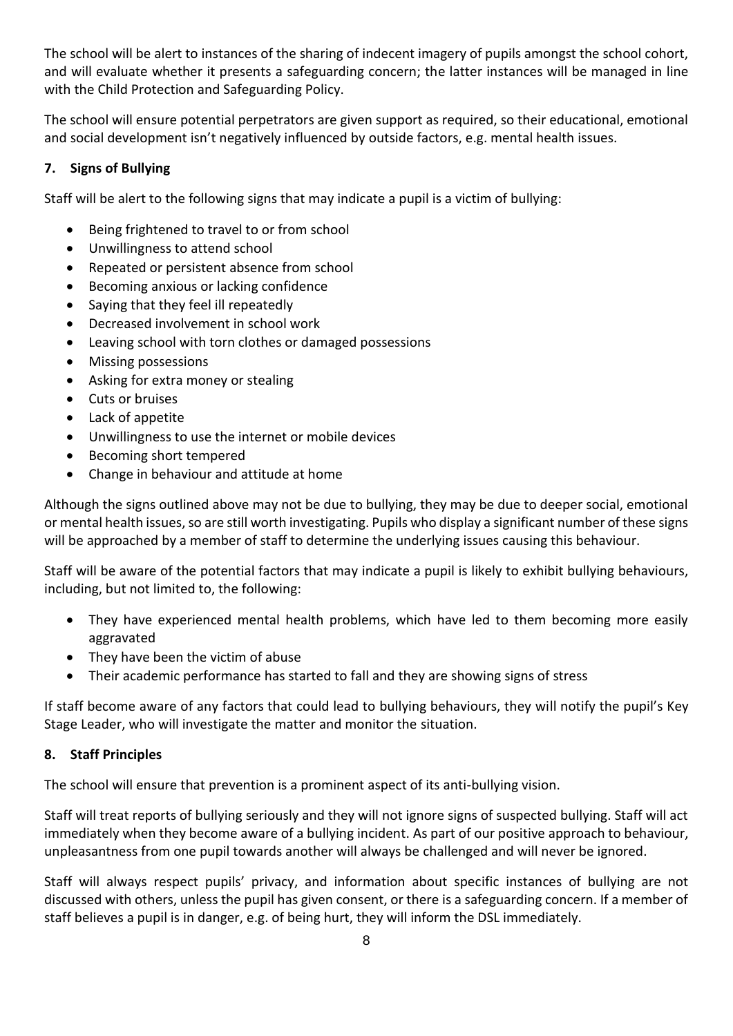The school will be alert to instances of the sharing of indecent imagery of pupils amongst the school cohort, and will evaluate whether it presents a safeguarding concern; the latter instances will be managed in line with the Child Protection and Safeguarding Policy.

The school will ensure potential perpetrators are given support as required, so their educational, emotional and social development isn't negatively influenced by outside factors, e.g. mental health issues.

## 7. Signs of Bullying

Staff will be alert to the following signs that may indicate a pupil is a victim of bullying:

- Being frightened to travel to or from school
- Unwillingness to attend school
- Repeated or persistent absence from school
- Becoming anxious or lacking confidence
- Saying that they feel ill repeatedly
- Decreased involvement in school work
- Leaving school with torn clothes or damaged possessions
- Missing possessions
- Asking for extra money or stealing
- Cuts or bruises
- Lack of appetite
- Unwillingness to use the internet or mobile devices
- Becoming short tempered
- Change in behaviour and attitude at home

Although the signs outlined above may not be due to bullying, they may be due to deeper social, emotional or mental health issues, so are still worth investigating. Pupils who display a significant number of these signs will be approached by a member of staff to determine the underlying issues causing this behaviour.

Staff will be aware of the potential factors that may indicate a pupil is likely to exhibit bullying behaviours, including, but not limited to, the following:

- They have experienced mental health problems, which have led to them becoming more easily aggravated
- They have been the victim of abuse
- Their academic performance has started to fall and they are showing signs of stress

If staff become aware of any factors that could lead to bullying behaviours, they will notify the pupil's Key Stage Leader, who will investigate the matter and monitor the situation.

## 8. Staff Principles

The school will ensure that prevention is a prominent aspect of its anti-bullying vision.

Staff will treat reports of bullying seriously and they will not ignore signs of suspected bullying. Staff will act immediately when they become aware of a bullying incident. As part of our positive approach to behaviour, unpleasantness from one pupil towards another will always be challenged and will never be ignored.

Staff will always respect pupils' privacy, and information about specific instances of bullying are not discussed with others, unless the pupil has given consent, or there is a safeguarding concern. If a member of staff believes a pupil is in danger, e.g. of being hurt, they will inform the DSL immediately.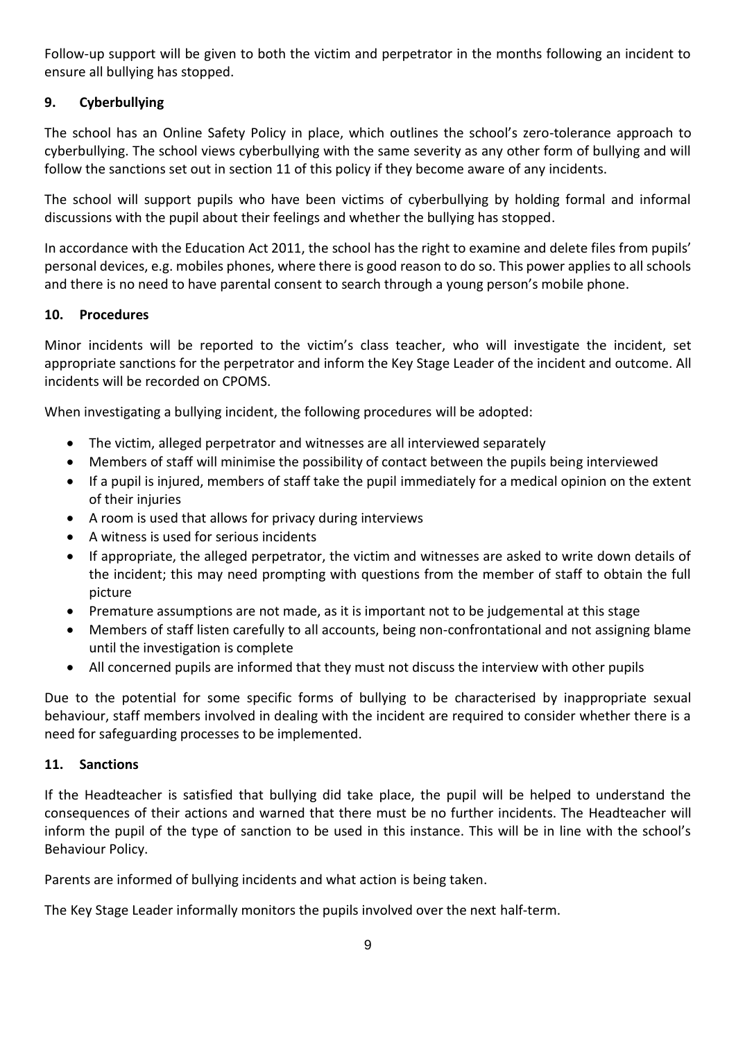Follow-up support will be given to both the victim and perpetrator in the months following an incident to ensure all bullying has stopped.

## 9. Cyberbullying

The school has an Online Safety Policy in place, which outlines the school's zero-tolerance approach to cyberbullying. The school views cyberbullying with the same severity as any other form of bullying and will follow the sanctions set out in section 11 of this policy if they become aware of any incidents.

The school will support pupils who have been victims of cyberbullying by holding formal and informal discussions with the pupil about their feelings and whether the bullying has stopped.

In accordance with the Education Act 2011, the school has the right to examine and delete files from pupils' personal devices, e.g. mobiles phones, where there is good reason to do so. This power applies to all schools and there is no need to have parental consent to search through a young person's mobile phone.

## 10. Procedures

Minor incidents will be reported to the victim's class teacher, who will investigate the incident, set appropriate sanctions for the perpetrator and inform the Key Stage Leader of the incident and outcome. All incidents will be recorded on CPOMS.

When investigating a bullying incident, the following procedures will be adopted:

- The victim, alleged perpetrator and witnesses are all interviewed separately
- Members of staff will minimise the possibility of contact between the pupils being interviewed
- If a pupil is injured, members of staff take the pupil immediately for a medical opinion on the extent of their injuries
- A room is used that allows for privacy during interviews
- A witness is used for serious incidents
- If appropriate, the alleged perpetrator, the victim and witnesses are asked to write down details of the incident; this may need prompting with questions from the member of staff to obtain the full picture
- Premature assumptions are not made, as it is important not to be judgemental at this stage
- Members of staff listen carefully to all accounts, being non-confrontational and not assigning blame until the investigation is complete
- All concerned pupils are informed that they must not discuss the interview with other pupils

Due to the potential for some specific forms of bullying to be characterised by inappropriate sexual behaviour, staff members involved in dealing with the incident are required to consider whether there is a need for safeguarding processes to be implemented.

## 11. Sanctions

If the Headteacher is satisfied that bullying did take place, the pupil will be helped to understand the consequences of their actions and warned that there must be no further incidents. The Headteacher will inform the pupil of the type of sanction to be used in this instance. This will be in line with the school's Behaviour Policy.

Parents are informed of bullying incidents and what action is being taken.

The Key Stage Leader informally monitors the pupils involved over the next half-term.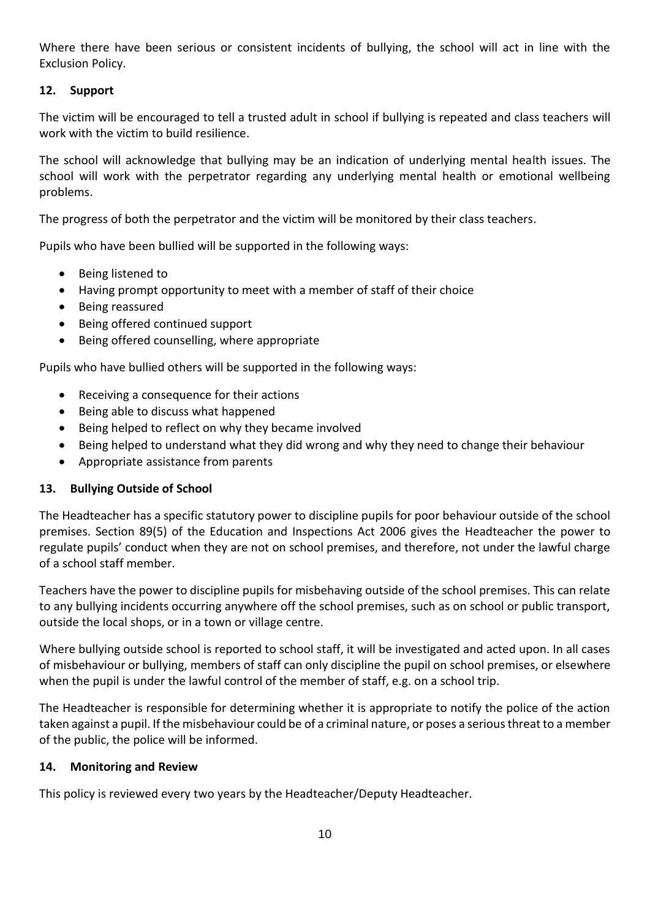Where there have been serious or consistent incidents of bullying, the school will act in line with the Exclusion Policy.

## 12. Support

The victim will be encouraged to tell a trusted adult in school if bullying is repeated and class teachers will work with the victim to build resilience.

The school will acknowledge that bullying may be an indication of underlying mental health issues. The school will work with the perpetrator regarding any underlying mental health or emotional wellbeing problems.

The progress of both the perpetrator and the victim will be monitored by their class teachers.

Pupils who have been bullied will be supported in the following ways:

- Being listened to
- Having prompt opportunity to meet with a member of staff of their choice
- Being reassured
- Being offered continued support
- Being offered counselling, where appropriate

Pupils who have bullied others will be supported in the following ways:

- Receiving a consequence for their actions
- Being able to discuss what happened
- Being helped to reflect on why they became involved
- Being helped to understand what they did wrong and why they need to change their behaviour
- Appropriate assistance from parents

## 13. Bullying Outside of School

The Headteacher has a specific statutory power to discipline pupils for poor behaviour outside of the school premises. Section 89(5) of the Education and Inspections Act 2006 gives the Headteacher the power to regulate pupils' conduct when they are not on school premises, and therefore, not under the lawful charge of a school staff member.

Teachers have the power to discipline pupils for misbehaving outside of the school premises. This can relate to any bullying incidents occurring anywhere off the school premises, such as on school or public transport, outside the local shops, or in a town or village centre.

Where bullying outside school is reported to school staff, it will be investigated and acted upon. In all cases of misbehaviour or bullying, members of staff can only discipline the pupil on school premises, or elsewhere when the pupil is under the lawful control of the member of staff, e.g. on a school trip.

The Headteacher is responsible for determining whether it is appropriate to notify the police of the action taken against a pupil. If the misbehaviour could be of a criminal nature, or poses a serious threat to a member of the public, the police will be informed.

## 14. Monitoring and Review

This policy is reviewed every two years by the Headteacher/Deputy Headteacher.